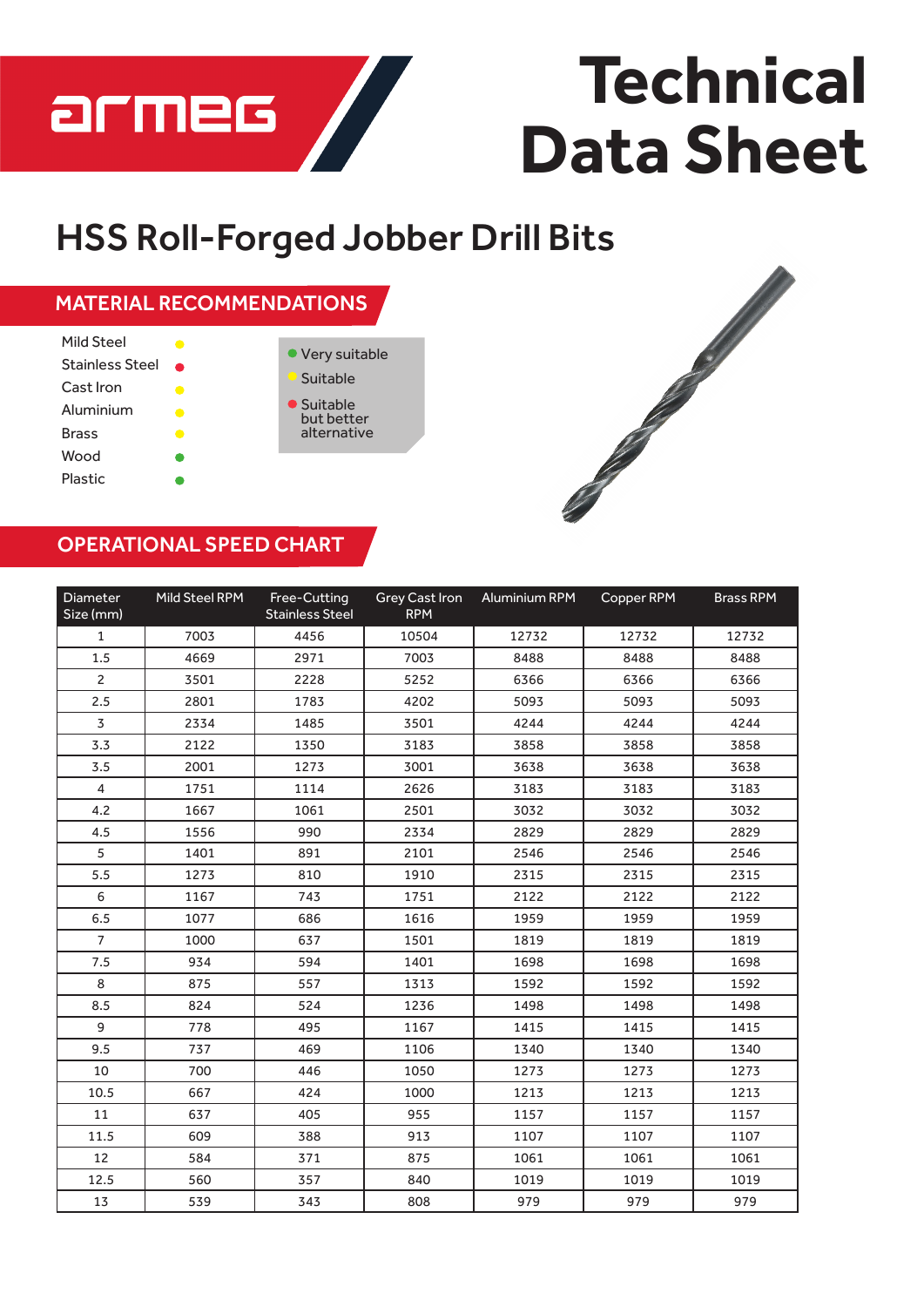# Technical Data Sheet

## HSS Roll-Forged Jobber Drill Bits

### MATERIAL RECOMMENDATIONS

| Material | Rating |
|---|---|
| Mild Steel | Suitable (yellow) |
| Stainless Steel | Suitable but better alternative (red) |
| Cast Iron | Suitable (yellow) |
| Aluminium | Suitable (yellow) |
| Brass | Suitable (yellow) |
| Wood | Very suitable (green) |
| Plastic | Very suitable (green) |

- Very suitable (green)
- Suitable (yellow)
- Suitable but better alternative (red)

### OPERATIONAL SPEED CHART

| Diameter Size (mm) | Mild Steel RPM | Free-Cutting Stainless Steel | Grey Cast Iron RPM | Aluminium RPM | Copper RPM | Brass RPM |
|---|---|---|---|---|---|---|
| 1 | 7003 | 4456 | 10504 | 12732 | 12732 | 12732 |
| 1.5 | 4669 | 2971 | 7003 | 8488 | 8488 | 8488 |
| 2 | 3501 | 2228 | 5252 | 6366 | 6366 | 6366 |
| 2.5 | 2801 | 1783 | 4202 | 5093 | 5093 | 5093 |
| 3 | 2334 | 1485 | 3501 | 4244 | 4244 | 4244 |
| 3.3 | 2122 | 1350 | 3183 | 3858 | 3858 | 3858 |
| 3.5 | 2001 | 1273 | 3001 | 3638 | 3638 | 3638 |
| 4 | 1751 | 1114 | 2626 | 3183 | 3183 | 3183 |
| 4.2 | 1667 | 1061 | 2501 | 3032 | 3032 | 3032 |
| 4.5 | 1556 | 990 | 2334 | 2829 | 2829 | 2829 |
| 5 | 1401 | 891 | 2101 | 2546 | 2546 | 2546 |
| 5.5 | 1273 | 810 | 1910 | 2315 | 2315 | 2315 |
| 6 | 1167 | 743 | 1751 | 2122 | 2122 | 2122 |
| 6.5 | 1077 | 686 | 1616 | 1959 | 1959 | 1959 |
| 7 | 1000 | 637 | 1501 | 1819 | 1819 | 1819 |
| 7.5 | 934 | 594 | 1401 | 1698 | 1698 | 1698 |
| 8 | 875 | 557 | 1313 | 1592 | 1592 | 1592 |
| 8.5 | 824 | 524 | 1236 | 1498 | 1498 | 1498 |
| 9 | 778 | 495 | 1167 | 1415 | 1415 | 1415 |
| 9.5 | 737 | 469 | 1106 | 1340 | 1340 | 1340 |
| 10 | 700 | 446 | 1050 | 1273 | 1273 | 1273 |
| 10.5 | 667 | 424 | 1000 | 1213 | 1213 | 1213 |
| 11 | 637 | 405 | 955 | 1157 | 1157 | 1157 |
| 11.5 | 609 | 388 | 913 | 1107 | 1107 | 1107 |
| 12 | 584 | 371 | 875 | 1061 | 1061 | 1061 |
| 12.5 | 560 | 357 | 840 | 1019 | 1019 | 1019 |
| 13 | 539 | 343 | 808 | 979 | 979 | 979 |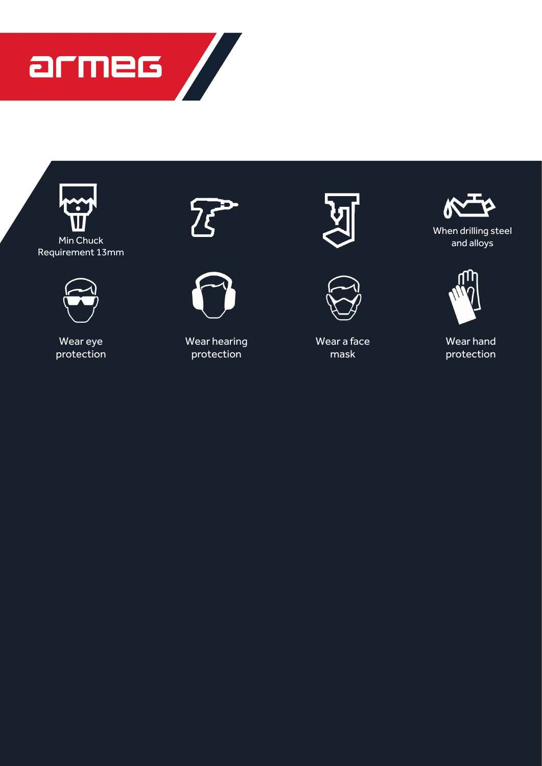Min Chuck Requirement 13mm

When drilling steel and alloys

Wear eye protection

Wear hearing protection

Wear a face mask

Wear hand protection